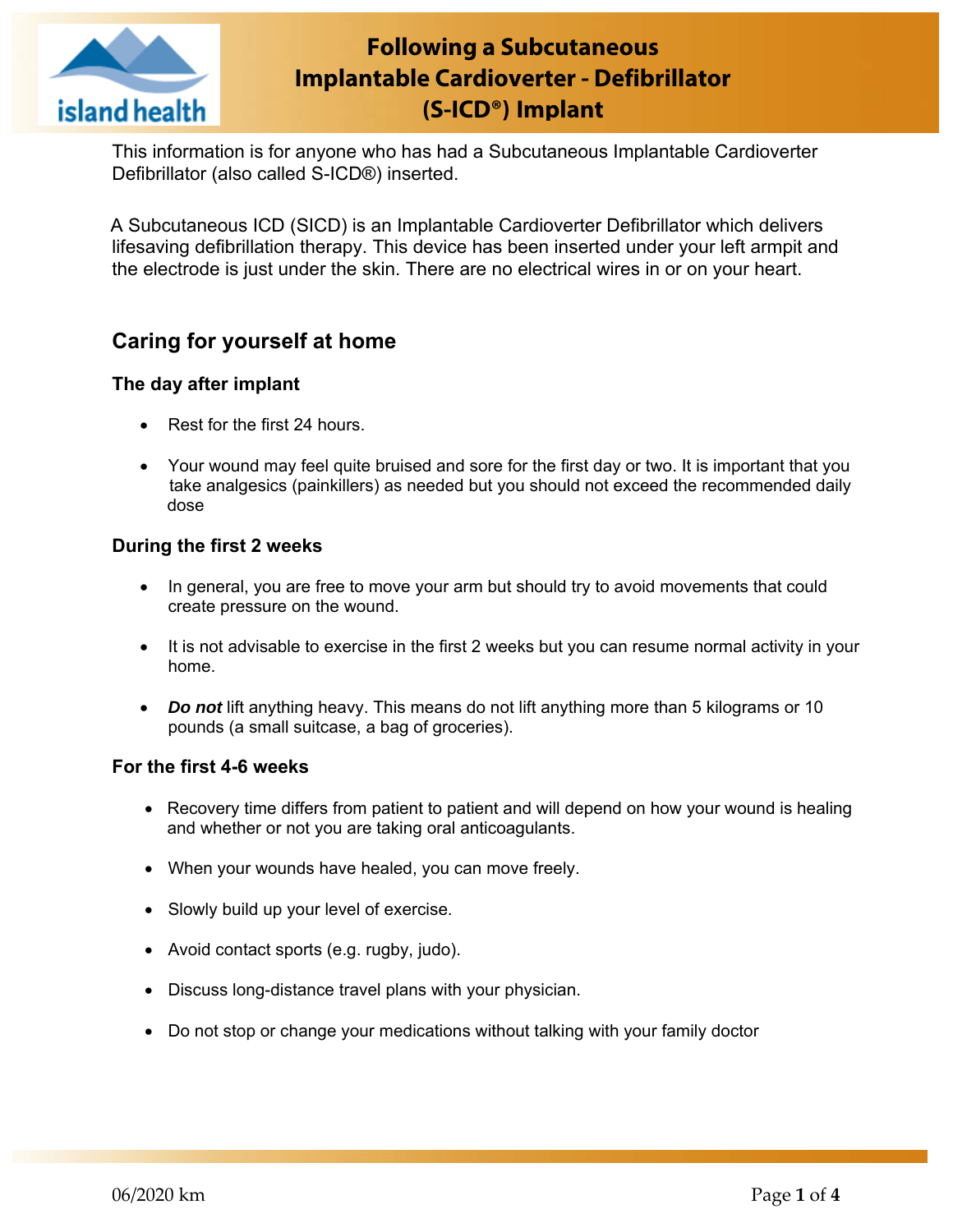# Following a Subcutaneous Implantable Cardioverter - Defibrillator (S-ICD®) Implant

This information is for anyone who has had a Subcutaneous Implantable Cardioverter Defibrillator (also called S-ICD®) inserted.

A Subcutaneous ICD (SICD) is an Implantable Cardioverter Defibrillator which delivers lifesaving defibrillation therapy. This device has been inserted under your left armpit and the electrode is just under the skin. There are no electrical wires in or on your heart.

## Caring for yourself at home

### The day after implant

- Rest for the first 24 hours.
- Your wound may feel quite bruised and sore for the first day or two. It is important that you take analgesics (painkillers) as needed but you should not exceed the recommended daily dose

### During the first 2 weeks

- In general, you are free to move your arm but should try to avoid movements that could create pressure on the wound.
- It is not advisable to exercise in the first 2 weeks but you can resume normal activity in your home.
- ***Do not*** lift anything heavy. This means do not lift anything more than 5 kilograms or 10 pounds (a small suitcase, a bag of groceries).

### For the first 4-6 weeks

- Recovery time differs from patient to patient and will depend on how your wound is healing and whether or not you are taking oral anticoagulants.
- When your wounds have healed, you can move freely.
- Slowly build up your level of exercise.
- Avoid contact sports (e.g. rugby, judo).
- Discuss long-distance travel plans with your physician.
- Do not stop or change your medications without talking with your family doctor

06/2020 km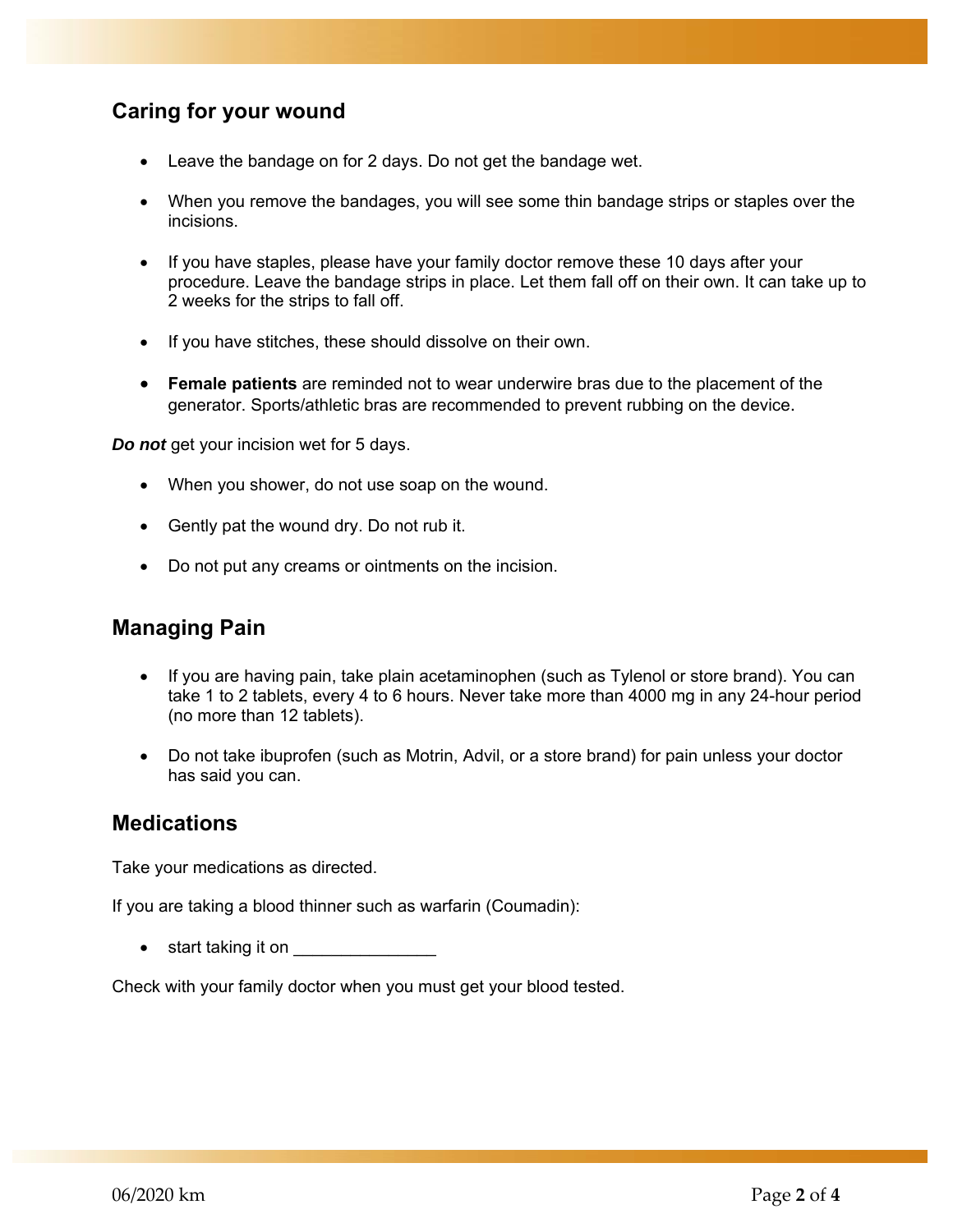## Caring for your wound

- Leave the bandage on for 2 days. Do not get the bandage wet.
- When you remove the bandages, you will see some thin bandage strips or staples over the incisions.
- If you have staples, please have your family doctor remove these 10 days after your procedure. Leave the bandage strips in place. Let them fall off on their own. It can take up to 2 weeks for the strips to fall off.
- If you have stitches, these should dissolve on their own.
- **Female patients** are reminded not to wear underwire bras due to the placement of the generator. Sports/athletic bras are recommended to prevent rubbing on the device.

***Do not*** get your incision wet for 5 days.

- When you shower, do not use soap on the wound.
- Gently pat the wound dry. Do not rub it.
- Do not put any creams or ointments on the incision.

## Managing Pain

- If you are having pain, take plain acetaminophen (such as Tylenol or store brand). You can take 1 to 2 tablets, every 4 to 6 hours. Never take more than 4000 mg in any 24-hour period (no more than 12 tablets).
- Do not take ibuprofen (such as Motrin, Advil, or a store brand) for pain unless your doctor has said you can.

## Medications

Take your medications as directed.

If you are taking a blood thinner such as warfarin (Coumadin):

- start taking it on _______________

Check with your family doctor when you must get your blood tested.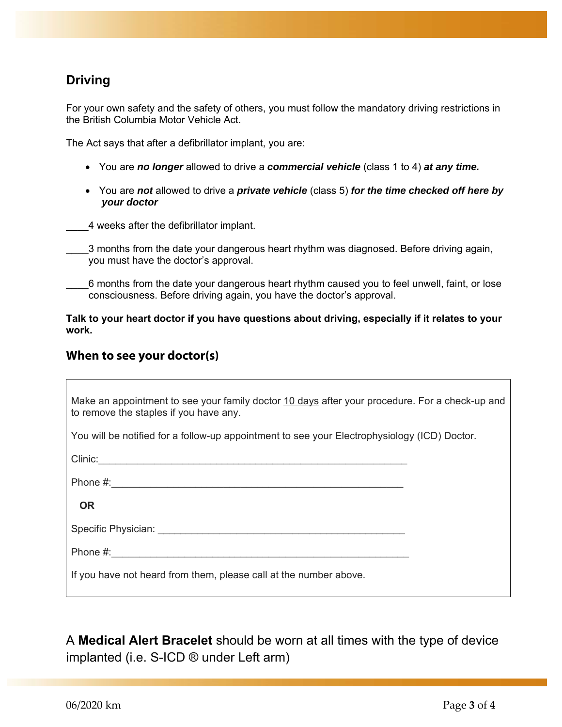## Driving

For your own safety and the safety of others, you must follow the mandatory driving restrictions in the British Columbia Motor Vehicle Act.

The Act says that after a defibrillator implant, you are:

- You are ***no longer*** allowed to drive a ***commercial vehicle*** (class 1 to 4) ***at any time.***
- You are ***not*** allowed to drive a ***private vehicle*** (class 5) ***for the time checked off here by your doctor***

____4 weeks after the defibrillator implant.

____3 months from the date your dangerous heart rhythm was diagnosed. Before driving again, you must have the doctor's approval.

____6 months from the date your dangerous heart rhythm caused you to feel unwell, faint, or lose consciousness. Before driving again, you have the doctor's approval.

**Talk to your heart doctor if you have questions about driving, especially if it relates to your work.**

## When to see your doctor(s)

Make an appointment to see your family doctor 10 days after your procedure. For a check-up and to remove the staples if you have any.

You will be notified for a follow-up appointment to see your Electrophysiology (ICD) Doctor.

Clinic:________________________________________________________

Phone #:______________________________________________________

**OR**

Specific Physician: ______________________________________________

Phone #:______________________________________________________

If you have not heard from them, please call at the number above.

A **Medical Alert Bracelet** should be worn at all times with the type of device implanted (i.e. S-ICD ® under Left arm)

06/2020 km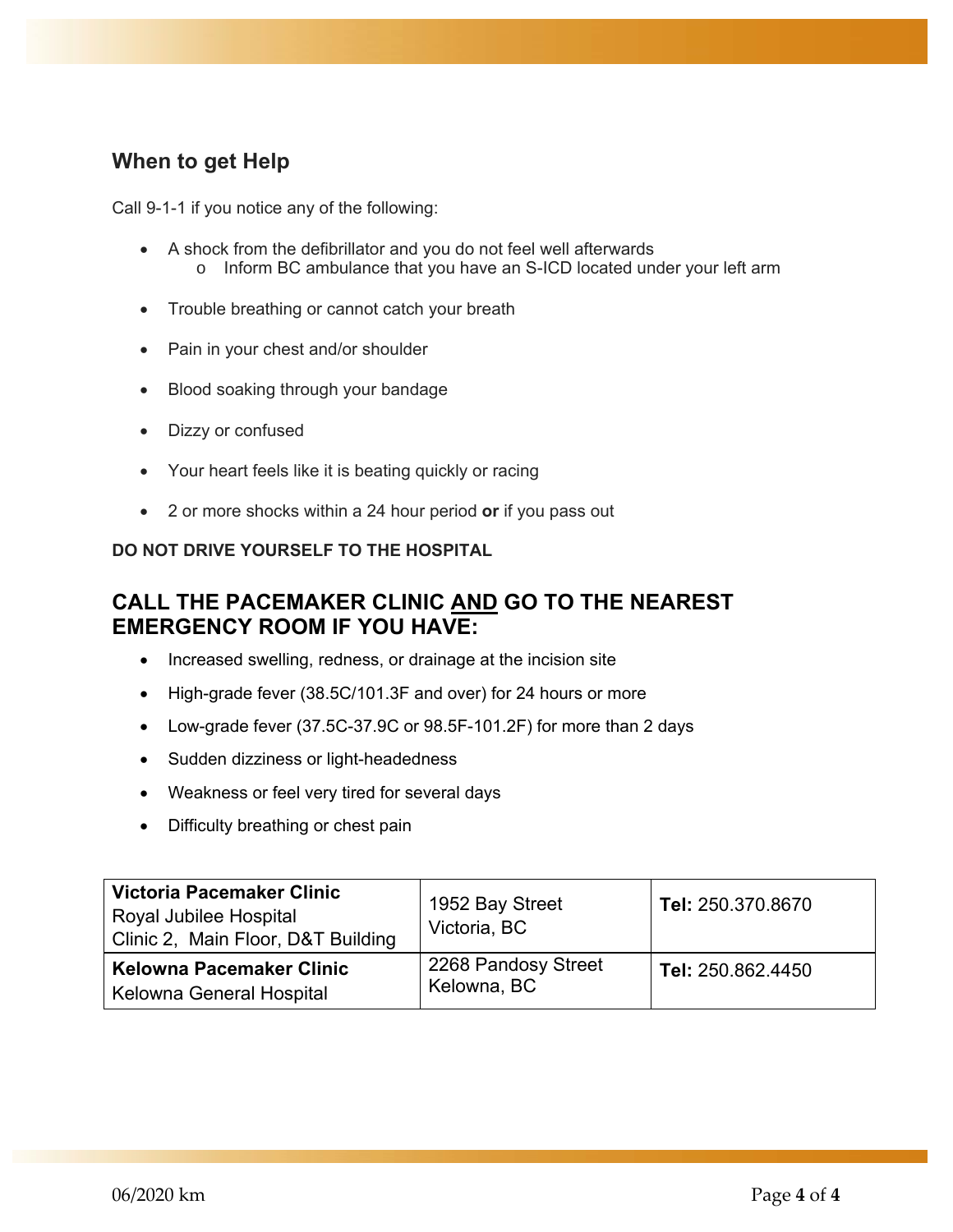## When to get Help

Call 9-1-1 if you notice any of the following:

- A shock from the defibrillator and you do not feel well afterwards
  - Inform BC ambulance that you have an S-ICD located under your left arm
- Trouble breathing or cannot catch your breath
- Pain in your chest and/or shoulder
- Blood soaking through your bandage
- Dizzy or confused
- Your heart feels like it is beating quickly or racing
- 2 or more shocks within a 24 hour period **or** if you pass out

**DO NOT DRIVE YOURSELF TO THE HOSPITAL**

## CALL THE PACEMAKER CLINIC <u>AND</u> GO TO THE NEAREST EMERGENCY ROOM IF YOU HAVE:

- Increased swelling, redness, or drainage at the incision site
- High-grade fever (38.5C/101.3F and over) for 24 hours or more
- Low-grade fever (37.5C-37.9C or 98.5F-101.2F) for more than 2 days
- Sudden dizziness or light-headedness
- Weakness or feel very tired for several days
- Difficulty breathing or chest pain

| | | |
|---|---|---|
| **Victoria Pacemaker Clinic**<br>Royal Jubilee Hospital<br>Clinic 2, Main Floor, D&T Building | 1952 Bay Street<br>Victoria, BC | **Tel:** 250.370.8670 |
| **Kelowna Pacemaker Clinic**<br>Kelowna General Hospital | 2268 Pandosy Street<br>Kelowna, BC | **Tel:** 250.862.4450 |

06/2020 km